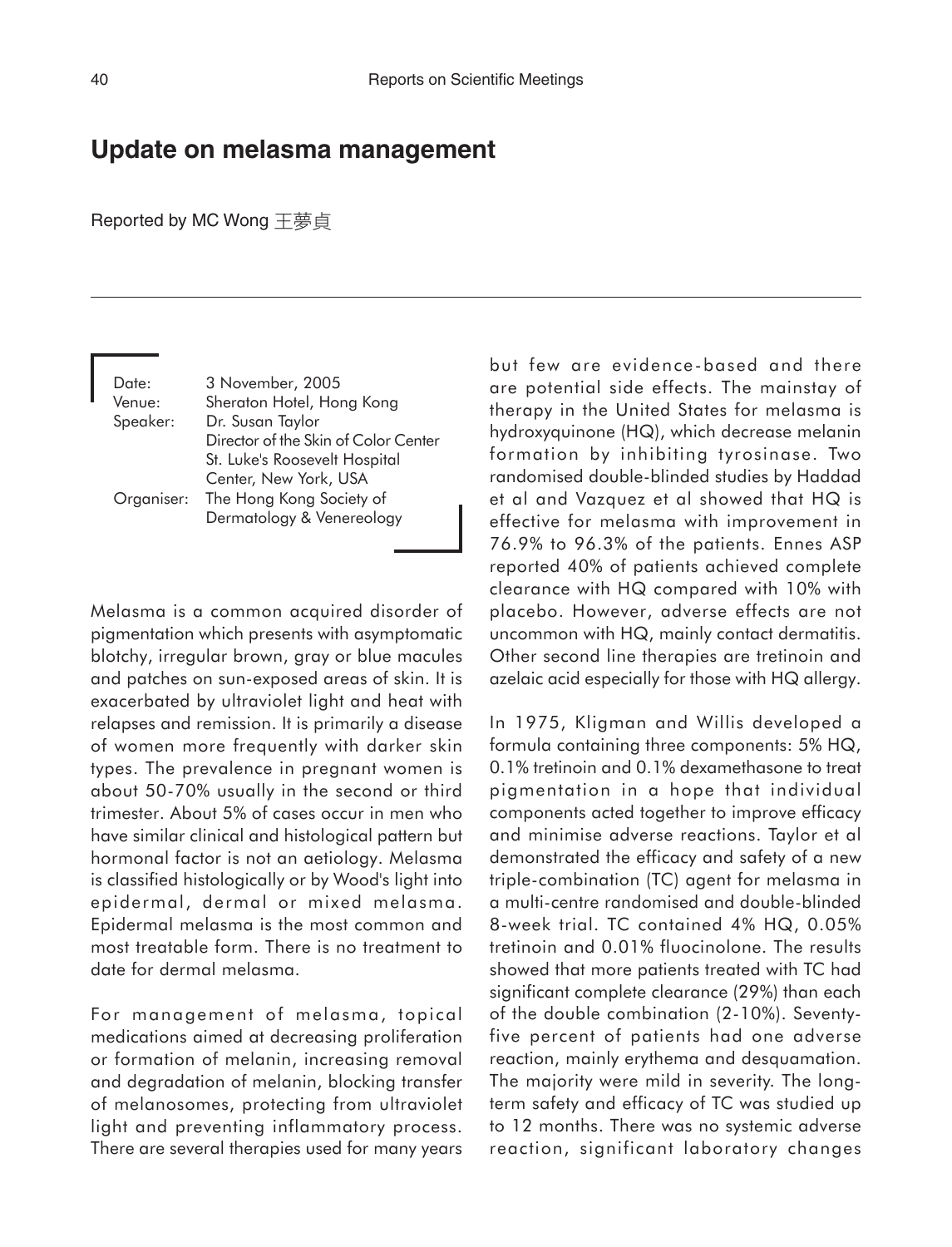# Update on melasma management

Reported by MC Wong 王夢貞

Date: 3 November, 2005
Venue: Sheraton Hotel, Hong Kong
Speaker: Dr. Susan Taylor
Director of the Skin of Color Center
St. Luke's Roosevelt Hospital
Center, New York, USA
Organiser: The Hong Kong Society of
Dermatology & Venereology

Melasma is a common acquired disorder of pigmentation which presents with asymptomatic blotchy, irregular brown, gray or blue macules and patches on sun-exposed areas of skin. It is exacerbated by ultraviolet light and heat with relapses and remission. It is primarily a disease of women more frequently with darker skin types. The prevalence in pregnant women is about 50-70% usually in the second or third trimester. About 5% of cases occur in men who have similar clinical and histological pattern but hormonal factor is not an aetiology. Melasma is classified histologically or by Wood's light into epidermal, dermal or mixed melasma. Epidermal melasma is the most common and most treatable form. There is no treatment to date for dermal melasma.

For management of melasma, topical medications aimed at decreasing proliferation or formation of melanin, increasing removal and degradation of melanin, blocking transfer of melanosomes, protecting from ultraviolet light and preventing inflammatory process. There are several therapies used for many years but few are evidence-based and there are potential side effects. The mainstay of therapy in the United States for melasma is hydroxyquinone (HQ), which decrease melanin formation by inhibiting tyrosinase. Two randomised double-blinded studies by Haddad et al and Vazquez et al showed that HQ is effective for melasma with improvement in 76.9% to 96.3% of the patients. Ennes ASP reported 40% of patients achieved complete clearance with HQ compared with 10% with placebo. However, adverse effects are not uncommon with HQ, mainly contact dermatitis. Other second line therapies are tretinoin and azelaic acid especially for those with HQ allergy.

In 1975, Kligman and Willis developed a formula containing three components: 5% HQ, 0.1% tretinoin and 0.1% dexamethasone to treat pigmentation in a hope that individual components acted together to improve efficacy and minimise adverse reactions. Taylor et al demonstrated the efficacy and safety of a new triple-combination (TC) agent for melasma in a multi-centre randomised and double-blinded 8-week trial. TC contained 4% HQ, 0.05% tretinoin and 0.01% fluocinolone. The results showed that more patients treated with TC had significant complete clearance (29%) than each of the double combination (2-10%). Seventy-five percent of patients had one adverse reaction, mainly erythema and desquamation. The majority were mild in severity. The long-term safety and efficacy of TC was studied up to 12 months. There was no systemic adverse reaction, significant laboratory changes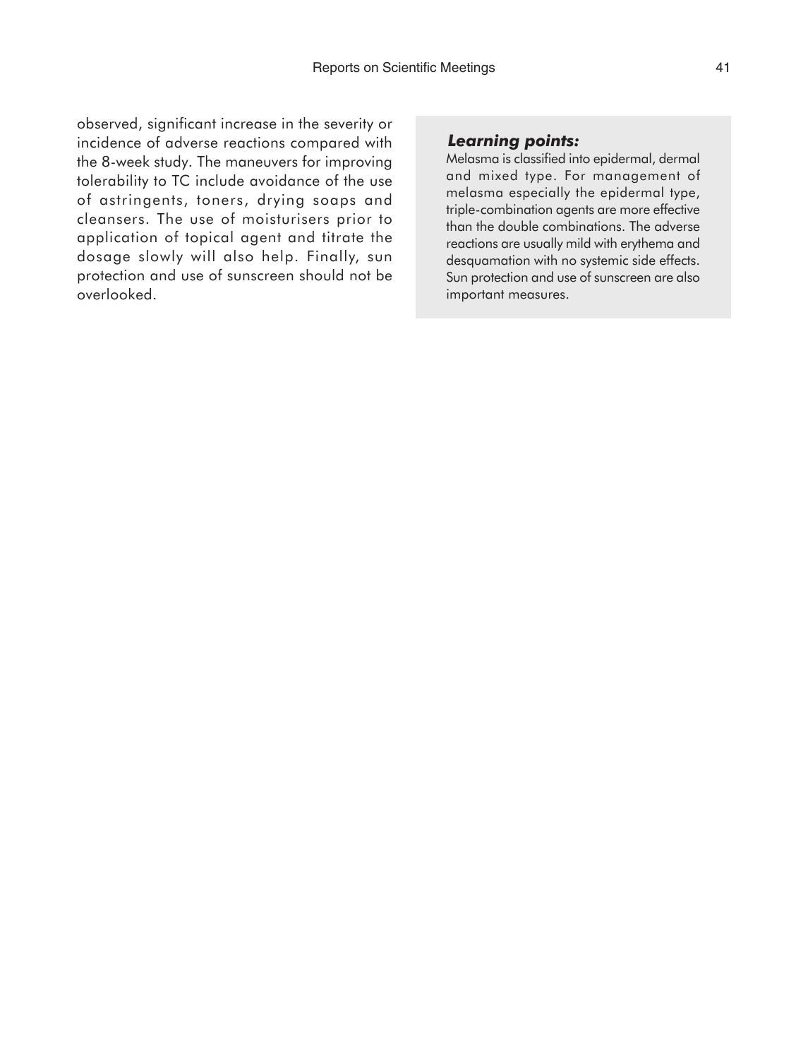observed, significant increase in the severity or incidence of adverse reactions compared with the 8-week study. The maneuvers for improving tolerability to TC include avoidance of the use of astringents, toners, drying soaps and cleansers. The use of moisturisers prior to application of topical agent and titrate the dosage slowly will also help. Finally, sun protection and use of sunscreen should not be overlooked.

***Learning points:***

Melasma is classified into epidermal, dermal and mixed type. For management of melasma especially the epidermal type, triple-combination agents are more effective than the double combinations. The adverse reactions are usually mild with erythema and desquamation with no systemic side effects. Sun protection and use of sunscreen are also important measures.